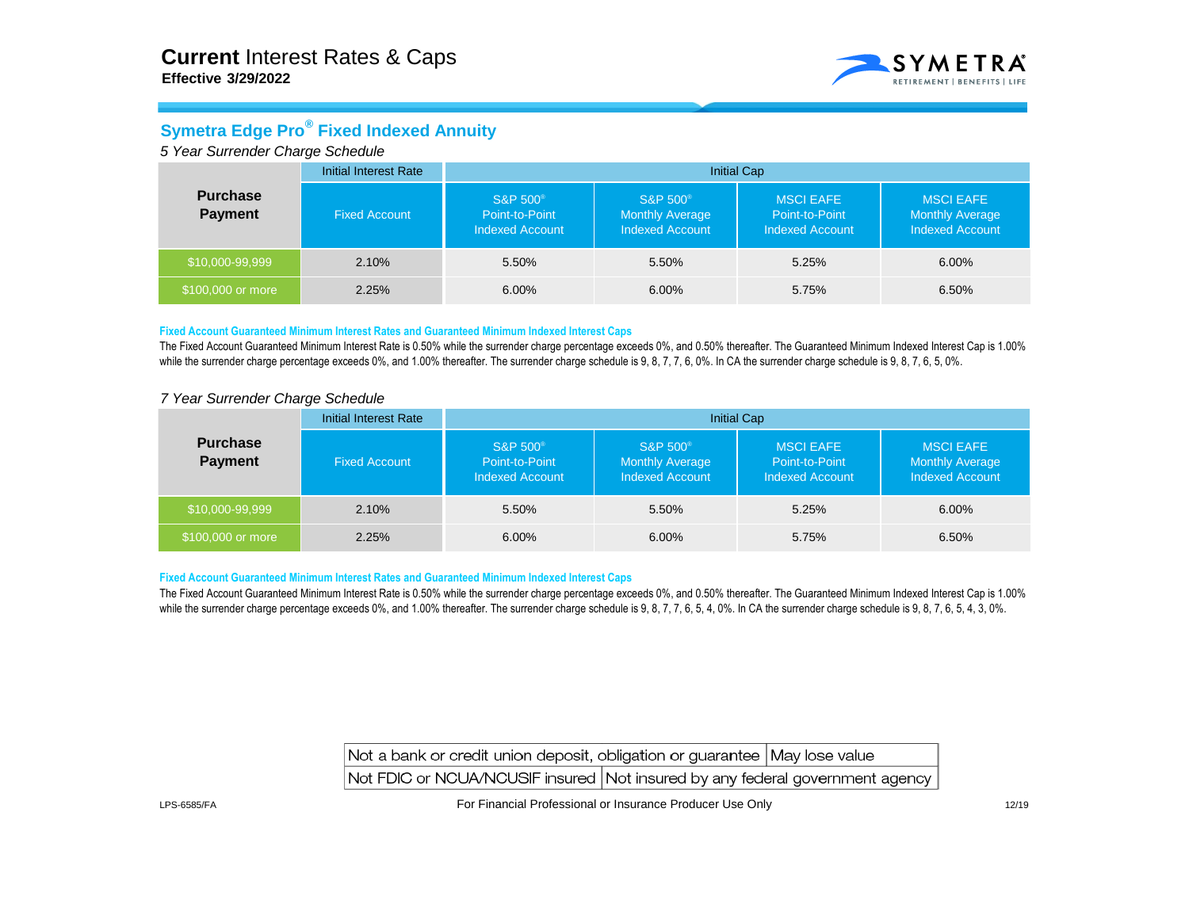# **Current** Interest Rates & Caps

**Effective 3/29/2022**

## Symetra Edge Pro® Fixed Indexed Annuity

*5 Year Surrender Charge Schedule*

| Purchase Payment | Initial Interest Rate | Initial Cap | | | |
|---|---|---|---|---|---|
| | Fixed Account | S&P 500® Point-to-Point Indexed Account | S&P 500® Monthly Average Indexed Account | MSCI EAFE Point-to-Point Indexed Account | MSCI EAFE Monthly Average Indexed Account |
| $10,000-99,999 | 2.10% | 5.50% | 5.50% | 5.25% | 6.00% |
| $100,000 or more | 2.25% | 6.00% | 6.00% | 5.75% | 6.50% |

**Fixed Account Guaranteed Minimum Interest Rates and Guaranteed Minimum Indexed Interest Caps**

The Fixed Account Guaranteed Minimum Interest Rate is 0.50% while the surrender charge percentage exceeds 0%, and 0.50% thereafter. The Guaranteed Minimum Indexed Interest Cap is 1.00% while the surrender charge percentage exceeds 0%, and 1.00% thereafter. The surrender charge schedule is 9, 8, 7, 7, 6, 0%. In CA the surrender charge schedule is 9, 8, 7, 6, 5, 0%.

*7 Year Surrender Charge Schedule*

| Purchase Payment | Initial Interest Rate | Initial Cap | | | |
|---|---|---|---|---|---|
| | Fixed Account | S&P 500® Point-to-Point Indexed Account | S&P 500® Monthly Average Indexed Account | MSCI EAFE Point-to-Point Indexed Account | MSCI EAFE Monthly Average Indexed Account |
| $10,000-99,999 | 2.10% | 5.50% | 5.50% | 5.25% | 6.00% |
| $100,000 or more | 2.25% | 6.00% | 6.00% | 5.75% | 6.50% |

**Fixed Account Guaranteed Minimum Interest Rates and Guaranteed Minimum Indexed Interest Caps**

The Fixed Account Guaranteed Minimum Interest Rate is 0.50% while the surrender charge percentage exceeds 0%, and 0.50% thereafter. The Guaranteed Minimum Indexed Interest Cap is 1.00% while the surrender charge percentage exceeds 0%, and 1.00% thereafter. The surrender charge schedule is 9, 8, 7, 7, 6, 5, 4, 0%. In CA the surrender charge schedule is 9, 8, 7, 6, 5, 4, 3, 0%.

| Not a bank or credit union deposit, obligation or guarantee | May lose value |
|---|---|
| Not FDIC or NCUA/NCUSIF insured | Not insured by any federal government agency |

LPS-6585/FA

For Financial Professional or Insurance Producer Use Only

12/19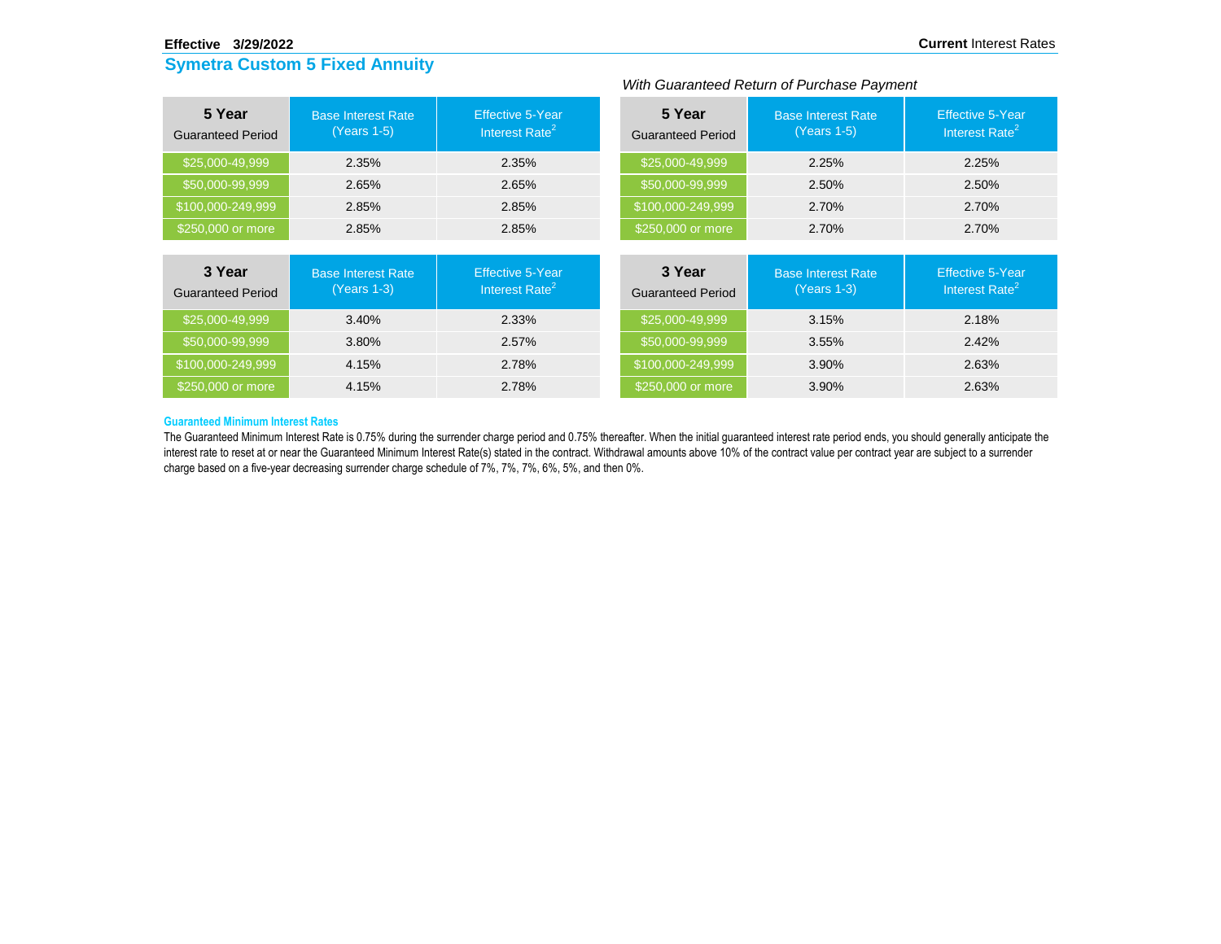**Effective 3/29/2022** **Current** Interest Rates

## Symetra Custom 5 Fixed Annuity

| 5 Year Guaranteed Period | Base Interest Rate (Years 1-5) | Effective 5-Year Interest Rate[2] |
|---|---|---|
| $25,000-49,999 | 2.35% | 2.35% |
| $50,000-99,999 | 2.65% | 2.65% |
| $100,000-249,999 | 2.85% | 2.85% |
| $250,000 or more | 2.85% | 2.85% |

| 3 Year Guaranteed Period | Base Interest Rate (Years 1-3) | Effective 5-Year Interest Rate[2] |
|---|---|---|
| $25,000-49,999 | 3.40% | 2.33% |
| $50,000-99,999 | 3.80% | 2.57% |
| $100,000-249,999 | 4.15% | 2.78% |
| $250,000 or more | 4.15% | 2.78% |

*With Guaranteed Return of Purchase Payment*

| 5 Year Guaranteed Period | Base Interest Rate (Years 1-5) | Effective 5-Year Interest Rate[2] |
|---|---|---|
| $25,000-49,999 | 2.25% | 2.25% |
| $50,000-99,999 | 2.50% | 2.50% |
| $100,000-249,999 | 2.70% | 2.70% |
| $250,000 or more | 2.70% | 2.70% |

| 3 Year Guaranteed Period | Base Interest Rate (Years 1-3) | Effective 5-Year Interest Rate[2] |
|---|---|---|
| $25,000-49,999 | 3.15% | 2.18% |
| $50,000-99,999 | 3.55% | 2.42% |
| $100,000-249,999 | 3.90% | 2.63% |
| $250,000 or more | 3.90% | 2.63% |

**Guaranteed Minimum Interest Rates**

The Guaranteed Minimum Interest Rate is 0.75% during the surrender charge period and 0.75% thereafter. When the initial guaranteed interest rate period ends, you should generally anticipate the interest rate to reset at or near the Guaranteed Minimum Interest Rate(s) stated in the contract. Withdrawal amounts above 10% of the contract value per contract year are subject to a surrender charge based on a five-year decreasing surrender charge schedule of 7%, 7%, 7%, 6%, 5%, and then 0%.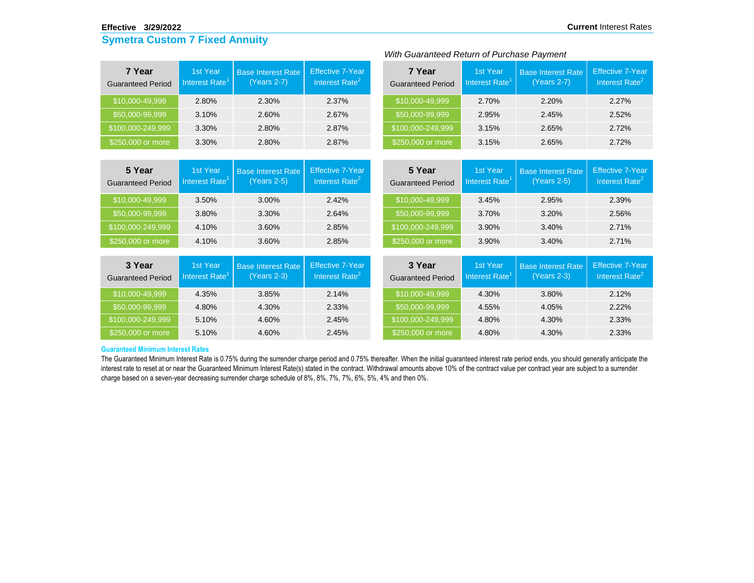**Effective 3/29/2022** **Current** Interest Rates

## Symetra Custom 7 Fixed Annuity

| 7 Year Guaranteed Period | 1st Year Interest Rate[1] | Base Interest Rate (Years 2-7) | Effective 7-Year Interest Rate[2] |
|---|---|---|---|
| $10,000-49,999 | 2.80% | 2.30% | 2.37% |
| $50,000-99,999 | 3.10% | 2.60% | 2.67% |
| $100,000-249,999 | 3.30% | 2.80% | 2.87% |
| $250,000 or more | 3.30% | 2.80% | 2.87% |

| 5 Year Guaranteed Period | 1st Year Interest Rate[1] | Base Interest Rate (Years 2-5) | Effective 7-Year Interest Rate[2] |
|---|---|---|---|
| $10,000-49,999 | 3.50% | 3.00% | 2.42% |
| $50,000-99,999 | 3.80% | 3.30% | 2.64% |
| $100,000-249,999 | 4.10% | 3.60% | 2.85% |
| $250,000 or more | 4.10% | 3.60% | 2.85% |

| 3 Year Guaranteed Period | 1st Year Interest Rate[1] | Base Interest Rate (Years 2-3) | Effective 7-Year Interest Rate[2] |
|---|---|---|---|
| $10,000-49,999 | 4.35% | 3.85% | 2.14% |
| $50,000-99,999 | 4.80% | 4.30% | 2.33% |
| $100,000-249,999 | 5.10% | 4.60% | 2.45% |
| $250,000 or more | 5.10% | 4.60% | 2.45% |

*With Guaranteed Return of Purchase Payment*

| 7 Year Guaranteed Period | 1st Year Interest Rate[1] | Base Interest Rate (Years 2-7) | Effective 7-Year Interest Rate[2] |
|---|---|---|---|
| $10,000-49,999 | 2.70% | 2.20% | 2.27% |
| $50,000-99,999 | 2.95% | 2.45% | 2.52% |
| $100,000-249,999 | 3.15% | 2.65% | 2.72% |
| $250,000 or more | 3.15% | 2.65% | 2.72% |

| 5 Year Guaranteed Period | 1st Year Interest Rate[1] | Base Interest Rate (Years 2-5) | Effective 7-Year Interest Rate[2] |
|---|---|---|---|
| $10,000-49,999 | 3.45% | 2.95% | 2.39% |
| $50,000-99,999 | 3.70% | 3.20% | 2.56% |
| $100,000-249,999 | 3.90% | 3.40% | 2.71% |
| $250,000 or more | 3.90% | 3.40% | 2.71% |

| 3 Year Guaranteed Period | 1st Year Interest Rate[1] | Base Interest Rate (Years 2-3) | Effective 7-Year Interest Rate[2] |
|---|---|---|---|
| $10,000-49,999 | 4.30% | 3.80% | 2.12% |
| $50,000-99,999 | 4.55% | 4.05% | 2.22% |
| $100,000-249,999 | 4.80% | 4.30% | 2.33% |
| $250,000 or more | 4.80% | 4.30% | 2.33% |

**Guaranteed Minimum Interest Rates**

The Guaranteed Minimum Interest Rate is 0.75% during the surrender charge period and 0.75% thereafter. When the initial guaranteed interest rate period ends, you should generally anticipate the interest rate to reset at or near the Guaranteed Minimum Interest Rate(s) stated in the contract. Withdrawal amounts above 10% of the contract value per contract year are subject to a surrender charge based on a seven-year decreasing surrender charge schedule of 8%, 8%, 7%, 7%, 6%, 5%, 4% and then 0%.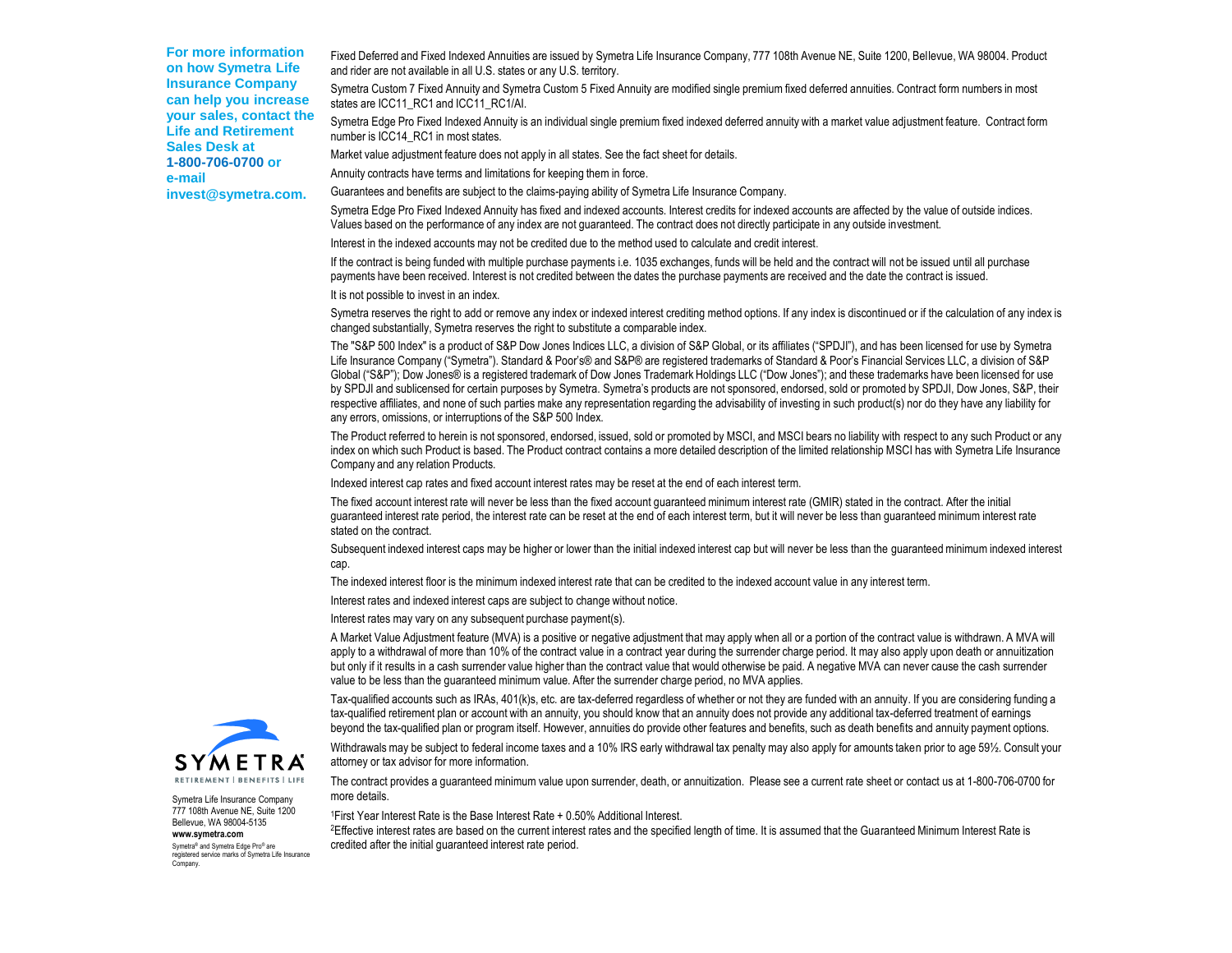**For more information on how Symetra Life Insurance Company can help you increase your sales, contact the Life and Retirement Sales Desk at 1-800-706-0700 or e-mail invest@symetra.com.**

Fixed Deferred and Fixed Indexed Annuities are issued by Symetra Life Insurance Company, 777 108th Avenue NE, Suite 1200, Bellevue, WA 98004. Product and rider are not available in all U.S. states or any U.S. territory.

Symetra Custom 7 Fixed Annuity and Symetra Custom 5 Fixed Annuity are modified single premium fixed deferred annuities. Contract form numbers in most states are ICC11_RC1 and ICC11_RC1/AI.

Symetra Edge Pro Fixed Indexed Annuity is an individual single premium fixed indexed deferred annuity with a market value adjustment feature. Contract form number is ICC14_RC1 in most states.

Market value adjustment feature does not apply in all states. See the fact sheet for details.

Annuity contracts have terms and limitations for keeping them in force.

Guarantees and benefits are subject to the claims-paying ability of Symetra Life Insurance Company.

Symetra Edge Pro Fixed Indexed Annuity has fixed and indexed accounts. Interest credits for indexed accounts are affected by the value of outside indices. Values based on the performance of any index are not guaranteed. The contract does not directly participate in any outside investment.

Interest in the indexed accounts may not be credited due to the method used to calculate and credit interest.

If the contract is being funded with multiple purchase payments i.e. 1035 exchanges, funds will be held and the contract will not be issued until all purchase payments have been received. Interest is not credited between the dates the purchase payments are received and the date the contract is issued.

It is not possible to invest in an index.

Symetra reserves the right to add or remove any index or indexed interest crediting method options. If any index is discontinued or if the calculation of any index is changed substantially, Symetra reserves the right to substitute a comparable index.

The "S&P 500 Index" is a product of S&P Dow Jones Indices LLC, a division of S&P Global, or its affiliates ("SPDJI"), and has been licensed for use by Symetra Life Insurance Company ("Symetra"). Standard & Poor's® and S&P® are registered trademarks of Standard & Poor's Financial Services LLC, a division of S&P Global ("S&P"); Dow Jones® is a registered trademark of Dow Jones Trademark Holdings LLC ("Dow Jones"); and these trademarks have been licensed for use by SPDJI and sublicensed for certain purposes by Symetra. Symetra's products are not sponsored, endorsed, sold or promoted by SPDJI, Dow Jones, S&P, their respective affiliates, and none of such parties make any representation regarding the advisability of investing in such product(s) nor do they have any liability for any errors, omissions, or interruptions of the S&P 500 Index.

The Product referred to herein is not sponsored, endorsed, issued, sold or promoted by MSCI, and MSCI bears no liability with respect to any such Product or any index on which such Product is based. The Product contract contains a more detailed description of the limited relationship MSCI has with Symetra Life Insurance Company and any relation Products.

Indexed interest cap rates and fixed account interest rates may be reset at the end of each interest term.

The fixed account interest rate will never be less than the fixed account guaranteed minimum interest rate (GMIR) stated in the contract. After the initial guaranteed interest rate period, the interest rate can be reset at the end of each interest term, but it will never be less than guaranteed minimum interest rate stated on the contract.

Subsequent indexed interest caps may be higher or lower than the initial indexed interest cap but will never be less than the guaranteed minimum indexed interest cap.

The indexed interest floor is the minimum indexed interest rate that can be credited to the indexed account value in any interest term.

Interest rates and indexed interest caps are subject to change without notice.

Interest rates may vary on any subsequent purchase payment(s).

A Market Value Adjustment feature (MVA) is a positive or negative adjustment that may apply when all or a portion of the contract value is withdrawn. A MVA will apply to a withdrawal of more than 10% of the contract value in a contract year during the surrender charge period. It may also apply upon death or annuitization but only if it results in a cash surrender value higher than the contract value that would otherwise be paid. A negative MVA can never cause the cash surrender value to be less than the guaranteed minimum value. After the surrender charge period, no MVA applies.

Tax-qualified accounts such as IRAs, 401(k)s, etc. are tax-deferred regardless of whether or not they are funded with an annuity. If you are considering funding a tax-qualified retirement plan or account with an annuity, you should know that an annuity does not provide any additional tax-deferred treatment of earnings beyond the tax-qualified plan or program itself. However, annuities do provide other features and benefits, such as death benefits and annuity payment options.

Withdrawals may be subject to federal income taxes and a 10% IRS early withdrawal tax penalty may also apply for amounts taken prior to age 59½. Consult your attorney or tax advisor for more information.

The contract provides a guaranteed minimum value upon surrender, death, or annuitization. Please see a current rate sheet or contact us at 1-800-706-0700 for more details.

[1]First Year Interest Rate is the Base Interest Rate + 0.50% Additional Interest.

[2]Effective interest rates are based on the current interest rates and the specified length of time. It is assumed that the Guaranteed Minimum Interest Rate is credited after the initial guaranteed interest rate period.

SYMETRA
RETIREMENT | BENEFITS | LIFE

Symetra Life Insurance Company
777 108th Avenue NE, Suite 1200
Bellevue, WA 98004-5135
**www.symetra.com**

Symetra® and Symetra Edge Pro® are registered service marks of Symetra Life Insurance Company.